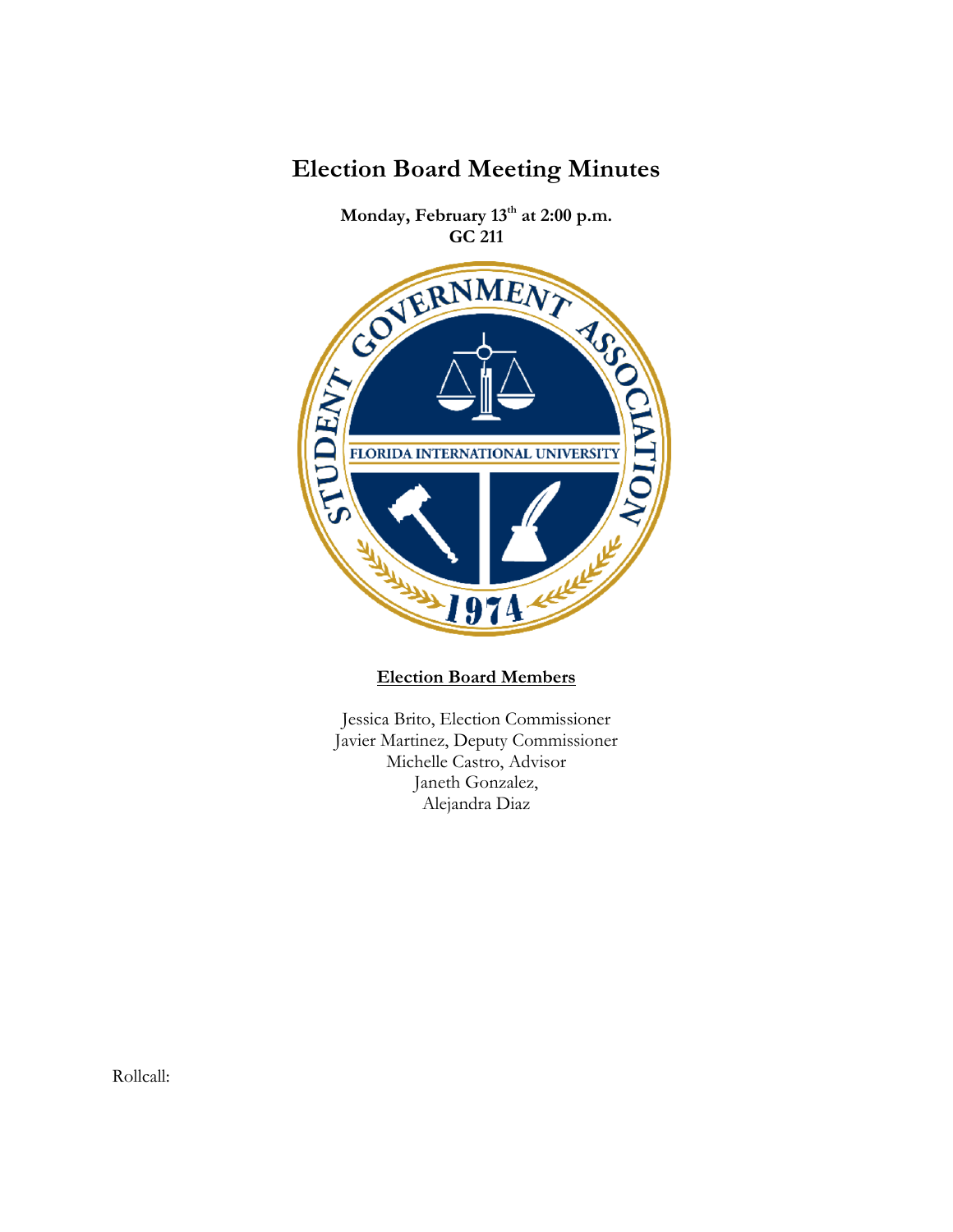# Election Board Meeting Minutes

**Monday, February 13th at 2:00 p.m.**
**GC 211**

**Election Board Members**

Jessica Brito, Election Commissioner
Javier Martinez, Deputy Commissioner
Michelle Castro, Advisor
Janeth Gonzalez,
Alejandra Diaz

Rollcall: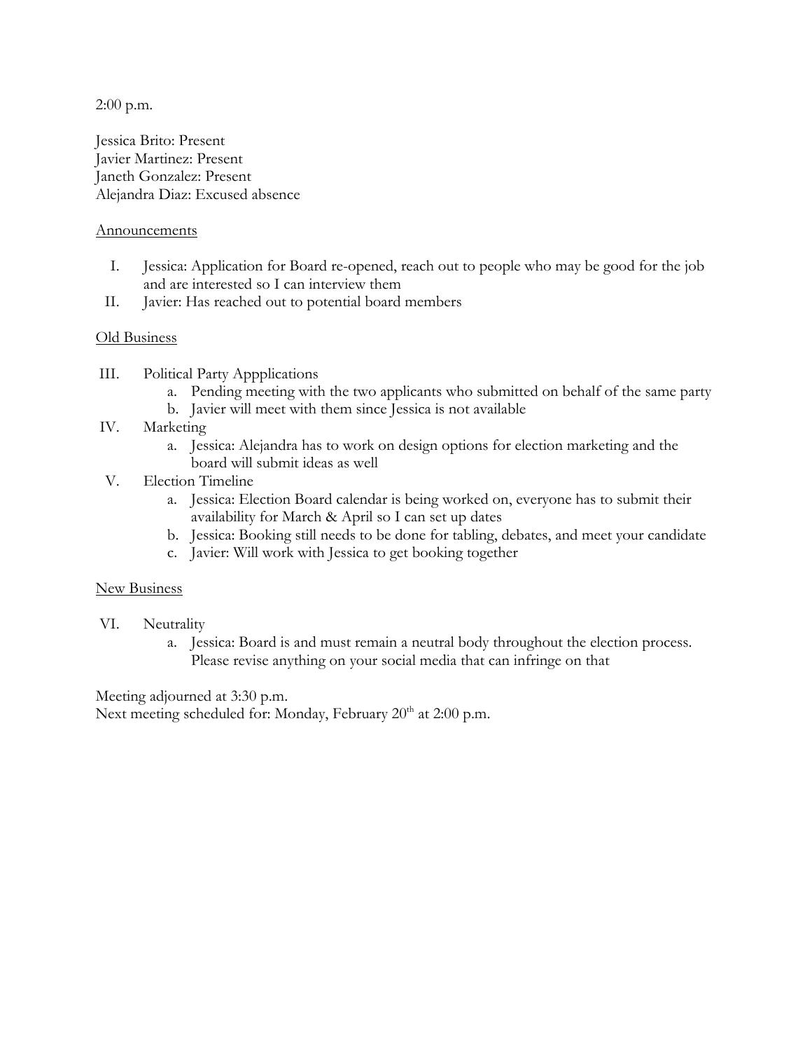2:00 p.m.

Jessica Brito: Present
Javier Martinez: Present
Janeth Gonzalez: Present
Alejandra Diaz: Excused absence

Announcements

I. Jessica: Application for Board re-opened, reach out to people who may be good for the job and are interested so I can interview them
II. Javier: Has reached out to potential board members

Old Business

III. Political Party Appplications
   a. Pending meeting with the two applicants who submitted on behalf of the same party
   b. Javier will meet with them since Jessica is not available
IV. Marketing
   a. Jessica: Alejandra has to work on design options for election marketing and the board will submit ideas as well
V. Election Timeline
   a. Jessica: Election Board calendar is being worked on, everyone has to submit their availability for March & April so I can set up dates
   b. Jessica: Booking still needs to be done for tabling, debates, and meet your candidate
   c. Javier: Will work with Jessica to get booking together

New Business

VI. Neutrality
   a. Jessica: Board is and must remain a neutral body throughout the election process. Please revise anything on your social media that can infringe on that

Meeting adjourned at 3:30 p.m.
Next meeting scheduled for: Monday, February 20th at 2:00 p.m.